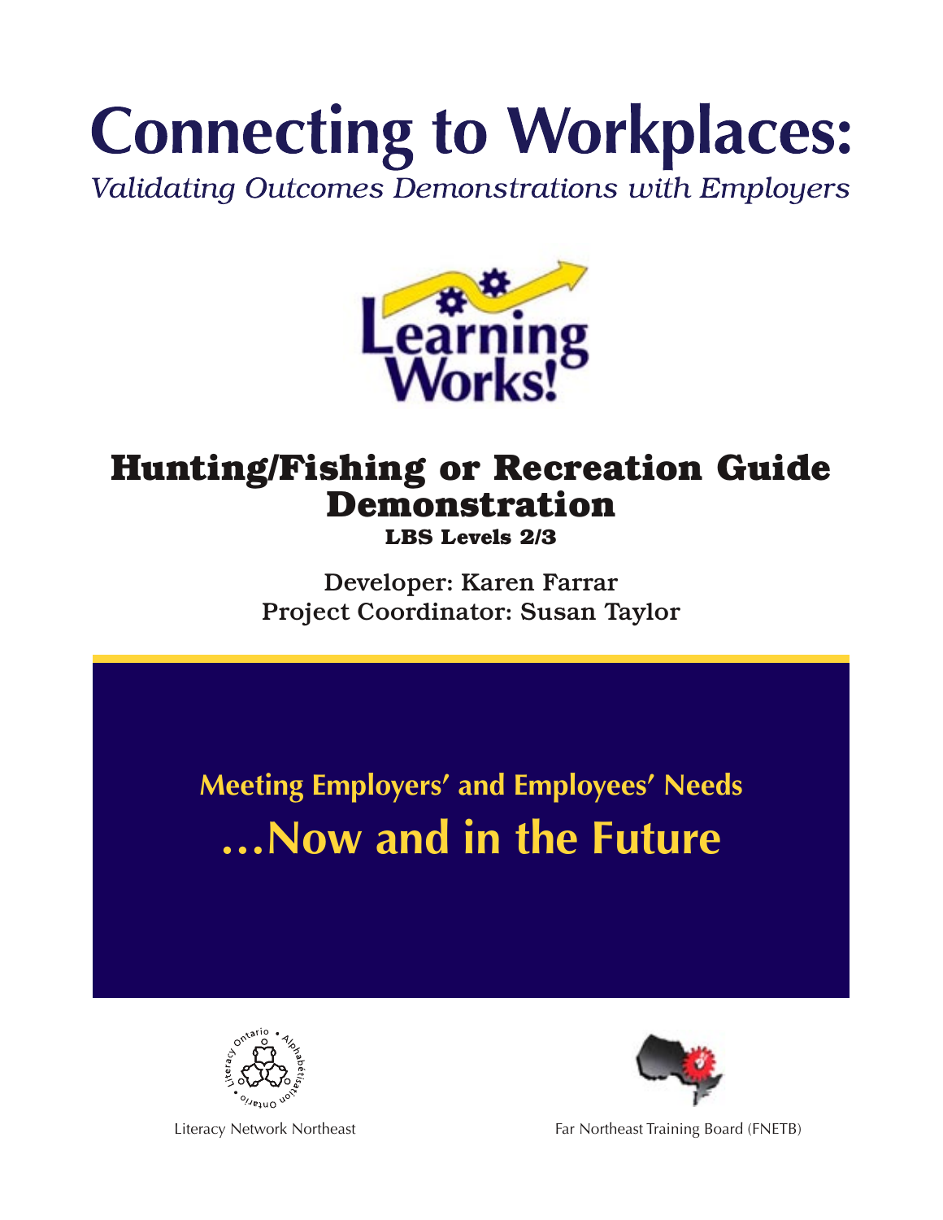# Connecting to Workplaces:

*Validating Outcomes Demonstrations with Employers*

Learning Works!

## Hunting/Fishing or Recreation Guide Demonstration

**LBS Levels 2/3**

Developer: Karen Farrar

Project Coordinator: Susan Taylor

**Meeting Employers' and Employees' Needs**

**...Now and in the Future**

Literacy Ontario • Alphabétisation Ontario

Literacy Network Northeast

Far Northeast Training Board (FNETB)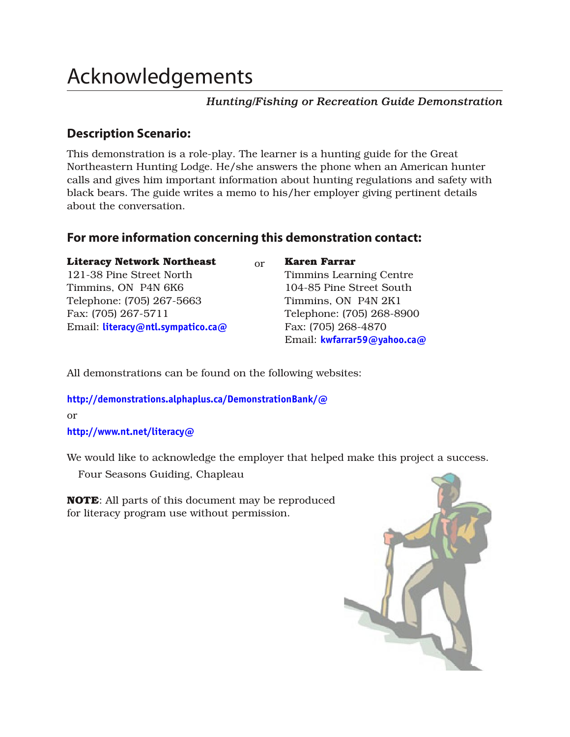# Acknowledgements

*Hunting/Fishing or Recreation Guide Demonstration*

## Description Scenario:

This demonstration is a role-play. The learner is a hunting guide for the Great Northeastern Hunting Lodge. He/she answers the phone when an American hunter calls and gives him important information about hunting regulations and safety with black bears. The guide writes a memo to his/her employer giving pertinent details about the conversation.

## For more information concerning this demonstration contact:

**Literacy Network Northeast**
121-38 Pine Street North
Timmins, ON P4N 6K6
Telephone: (705) 267-5663
Fax: (705) 267-5711
Email: literacy@ntl.sympatico.ca@

or

**Karen Farrar**
Timmins Learning Centre
104-85 Pine Street South
Timmins, ON P4N 2K1
Telephone: (705) 268-8900
Fax: (705) 268-4870
Email: kwfarrar59@yahoo.ca@

All demonstrations can be found on the following websites:

http://demonstrations.alphaplus.ca/DemonstrationBank/@

or

http://www.nt.net/literacy@

We would like to acknowledge the employer that helped make this project a success.

Four Seasons Guiding, Chapleau

**NOTE**: All parts of this document may be reproduced for literacy program use without permission.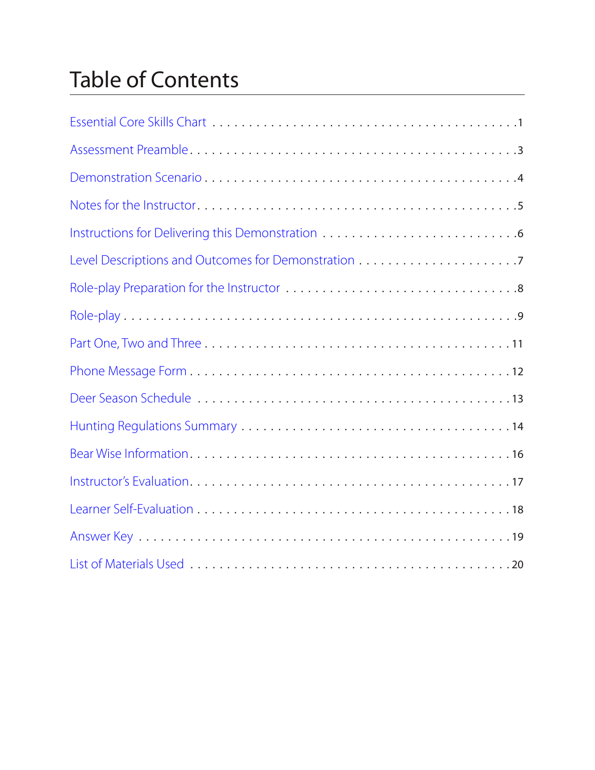# Table of Contents

Essential Core Skills Chart . . . . . . . . . . . . . . . . . . . . . . . . . . . . . . . . . . . . . . . . .1

Assessment Preamble . . . . . . . . . . . . . . . . . . . . . . . . . . . . . . . . . . . . . . . . . . .3

Demonstration Scenario . . . . . . . . . . . . . . . . . . . . . . . . . . . . . . . . . . . . . . . . .4

Notes for the Instructor . . . . . . . . . . . . . . . . . . . . . . . . . . . . . . . . . . . . . . . . . .5

Instructions for Delivering this Demonstration . . . . . . . . . . . . . . . . . . . . . . . . .6

Level Descriptions and Outcomes for Demonstration . . . . . . . . . . . . . . . . . . . . .7

Role-play Preparation for the Instructor . . . . . . . . . . . . . . . . . . . . . . . . . . . . . .8

Role-play . . . . . . . . . . . . . . . . . . . . . . . . . . . . . . . . . . . . . . . . . . . . . . . . . .9

Part One, Two and Three . . . . . . . . . . . . . . . . . . . . . . . . . . . . . . . . . . . . . . . .11

Phone Message Form . . . . . . . . . . . . . . . . . . . . . . . . . . . . . . . . . . . . . . . . . .12

Deer Season Schedule . . . . . . . . . . . . . . . . . . . . . . . . . . . . . . . . . . . . . . . . .13

Hunting Regulations Summary . . . . . . . . . . . . . . . . . . . . . . . . . . . . . . . . . . . .14

Bear Wise Information . . . . . . . . . . . . . . . . . . . . . . . . . . . . . . . . . . . . . . . . . .16

Instructor's Evaluation . . . . . . . . . . . . . . . . . . . . . . . . . . . . . . . . . . . . . . . . . .17

Learner Self-Evaluation . . . . . . . . . . . . . . . . . . . . . . . . . . . . . . . . . . . . . . . . .18

Answer Key . . . . . . . . . . . . . . . . . . . . . . . . . . . . . . . . . . . . . . . . . . . . . . . . .19

List of Materials Used . . . . . . . . . . . . . . . . . . . . . . . . . . . . . . . . . . . . . . . . . .20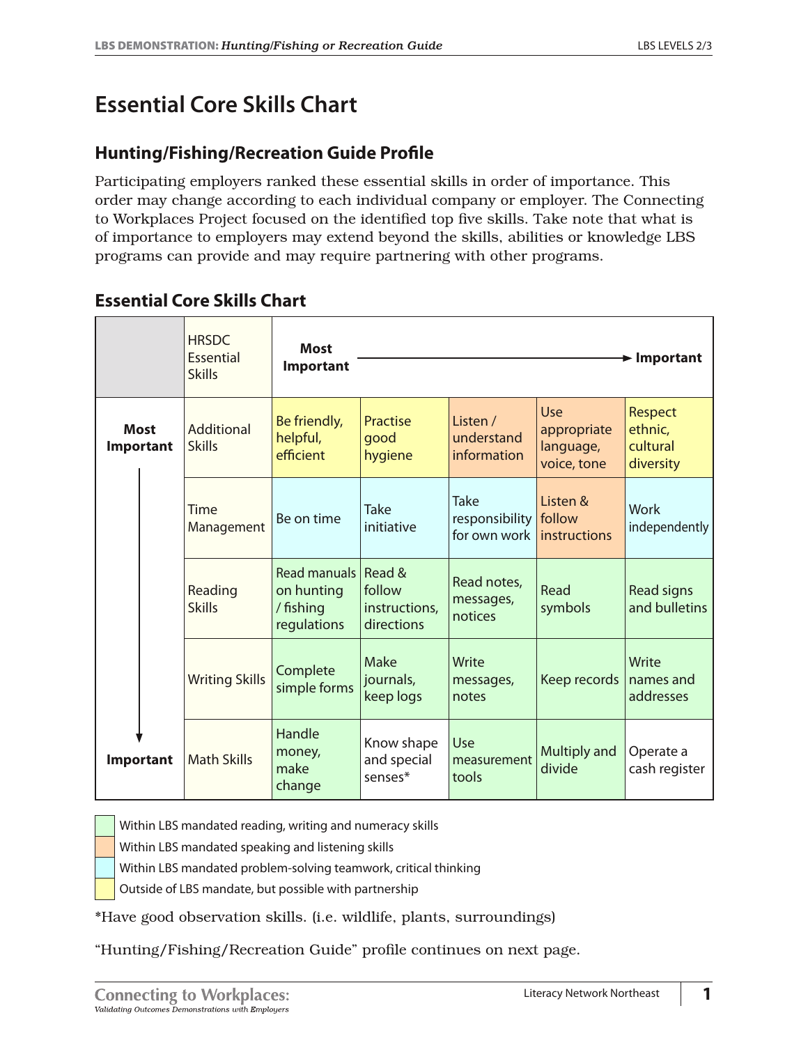# Essential Core Skills Chart

## Hunting/Fishing/Recreation Guide Profile

Participating employers ranked these essential skills in order of importance. This order may change according to each individual company or employer. The Connecting to Workplaces Project focused on the identified top five skills. Take note that what is of importance to employers may extend beyond the skills, abilities or knowledge LBS programs can provide and may require partnering with other programs.

## Essential Core Skills Chart

| | HRSDC Essential Skills | **Most Important** ⟶ | | | | **Important** |
|---|---|---|---|---|---|---|
| **Most Important** | Additional Skills | Be friendly, helpful, efficient | Practise good hygiene | Listen / understand information | Use appropriate language, voice, tone | Respect ethnic, cultural diversity |
| ↓ | Time Management | Be on time | Take initiative | Take responsibility for own work | Listen & follow instructions | Work independently |
| ↓ | Reading Skills | Read manuals on hunting / fishing regulations | Read & follow instructions, directions | Read notes, messages, notices | Read symbols | Read signs and bulletins |
| ↓ | Writing Skills | Complete simple forms | Make journals, keep logs | Write messages, notes | Keep records | Write names and addresses |
| **Important** | Math Skills | Handle money, make change | Know shape and special senses* | Use measurement tools | Multiply and divide | Operate a cash register |

- Within LBS mandated reading, writing and numeracy skills
- Within LBS mandated speaking and listening skills
- Within LBS mandated problem-solving teamwork, critical thinking
- Outside of LBS mandate, but possible with partnership

*Have good observation skills. (i.e. wildlife, plants, surroundings)

"Hunting/Fishing/Recreation Guide" profile continues on next page.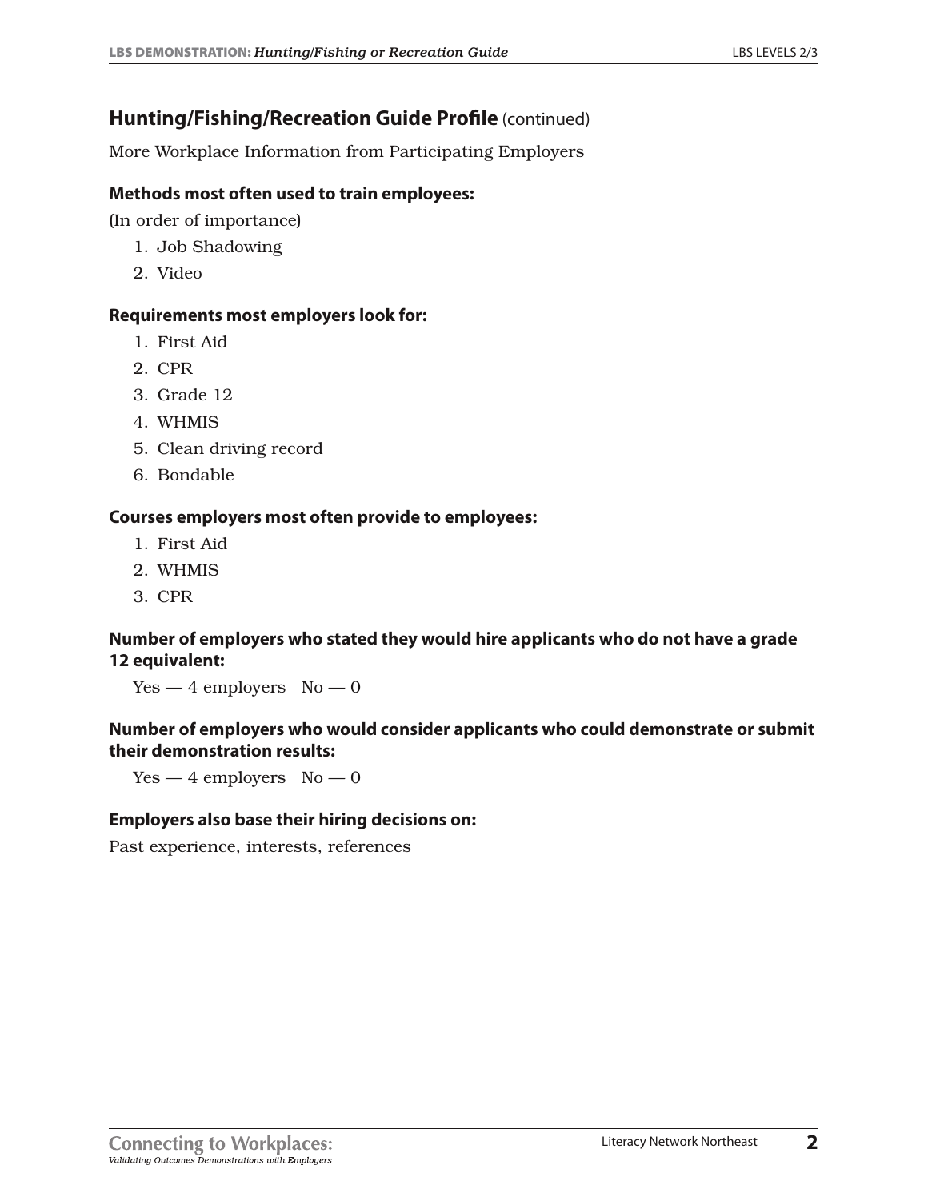## Hunting/Fishing/Recreation Guide Profile (continued)

More Workplace Information from Participating Employers

**Methods most often used to train employees:**

(In order of importance)

1. Job Shadowing
2. Video

**Requirements most employers look for:**

1. First Aid
2. CPR
3. Grade 12
4. WHMIS
5. Clean driving record
6. Bondable

**Courses employers most often provide to employees:**

1. First Aid
2. WHMIS
3. CPR

**Number of employers who stated they would hire applicants who do not have a grade 12 equivalent:**

Yes — 4 employers No — 0

**Number of employers who would consider applicants who could demonstrate or submit their demonstration results:**

Yes — 4 employers No — 0

**Employers also base their hiring decisions on:**

Past experience, interests, references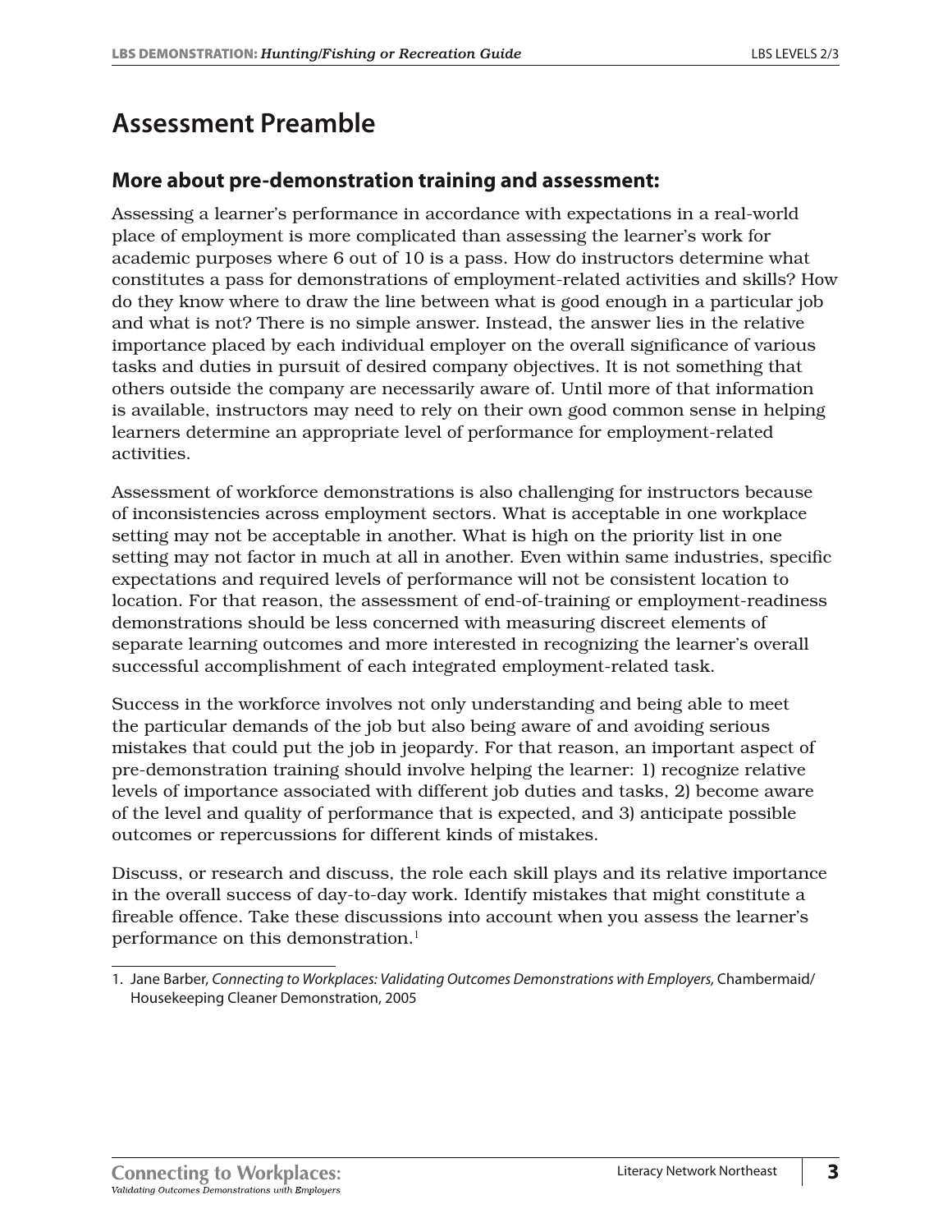# Assessment Preamble

## More about pre-demonstration training and assessment:

Assessing a learner's performance in accordance with expectations in a real-world place of employment is more complicated than assessing the learner's work for academic purposes where 6 out of 10 is a pass. How do instructors determine what constitutes a pass for demonstrations of employment-related activities and skills? How do they know where to draw the line between what is good enough in a particular job and what is not? There is no simple answer. Instead, the answer lies in the relative importance placed by each individual employer on the overall significance of various tasks and duties in pursuit of desired company objectives. It is not something that others outside the company are necessarily aware of. Until more of that information is available, instructors may need to rely on their own good common sense in helping learners determine an appropriate level of performance for employment-related activities.

Assessment of workforce demonstrations is also challenging for instructors because of inconsistencies across employment sectors. What is acceptable in one workplace setting may not be acceptable in another. What is high on the priority list in one setting may not factor in much at all in another. Even within same industries, specific expectations and required levels of performance will not be consistent location to location. For that reason, the assessment of end-of-training or employment-readiness demonstrations should be less concerned with measuring discreet elements of separate learning outcomes and more interested in recognizing the learner's overall successful accomplishment of each integrated employment-related task.

Success in the workforce involves not only understanding and being able to meet the particular demands of the job but also being aware of and avoiding serious mistakes that could put the job in jeopardy. For that reason, an important aspect of pre-demonstration training should involve helping the learner: 1) recognize relative levels of importance associated with different job duties and tasks, 2) become aware of the level and quality of performance that is expected, and 3) anticipate possible outcomes or repercussions for different kinds of mistakes.

Discuss, or research and discuss, the role each skill plays and its relative importance in the overall success of day-to-day work. Identify mistakes that might constitute a fireable offence. Take these discussions into account when you assess the learner's performance on this demonstration.[1]

---

1. Jane Barber, *Connecting to Workplaces: Validating Outcomes Demonstrations with Employers,* Chambermaid/Housekeeping Cleaner Demonstration, 2005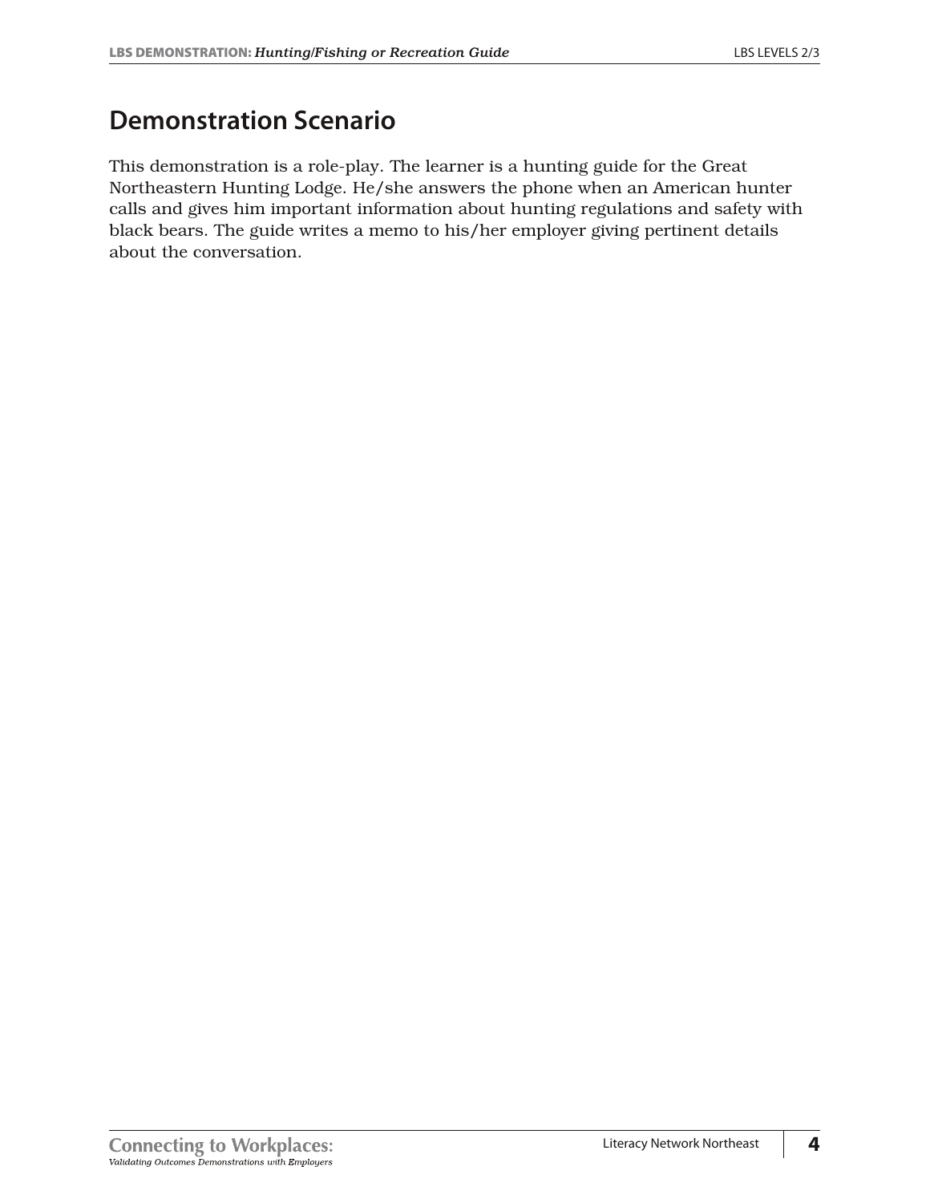## Demonstration Scenario

This demonstration is a role-play. The learner is a hunting guide for the Great Northeastern Hunting Lodge. He/she answers the phone when an American hunter calls and gives him important information about hunting regulations and safety with black bears. The guide writes a memo to his/her employer giving pertinent details about the conversation.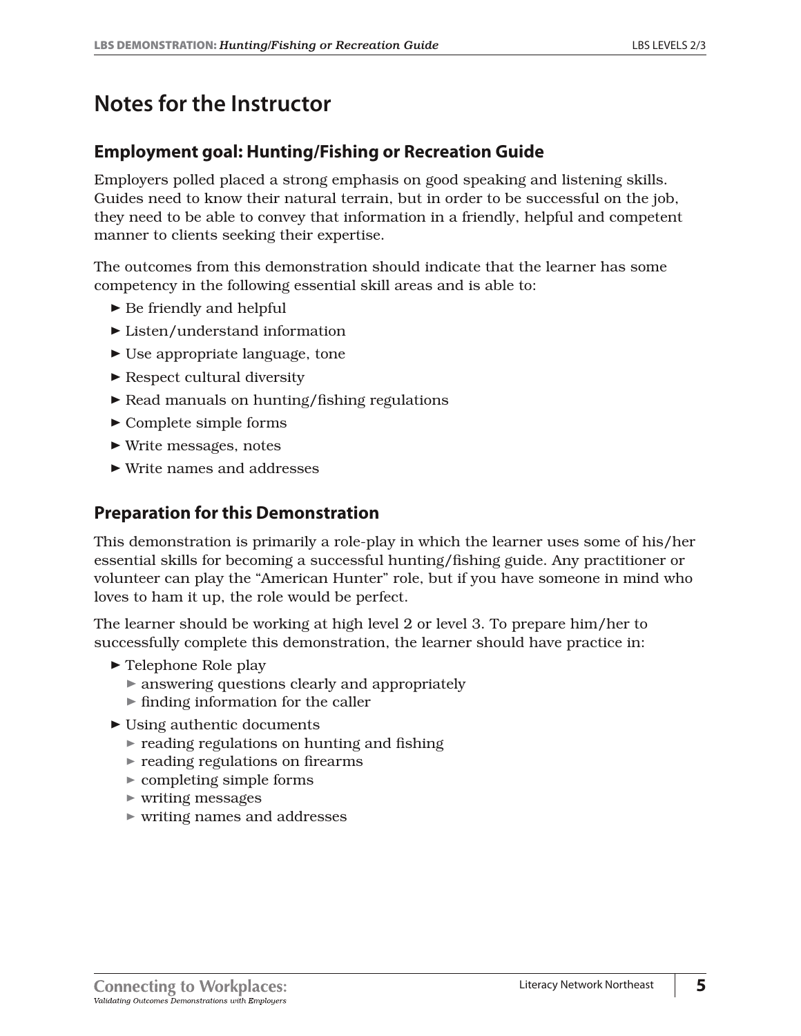# Notes for the Instructor

## Employment goal: Hunting/Fishing or Recreation Guide

Employers polled placed a strong emphasis on good speaking and listening skills. Guides need to know their natural terrain, but in order to be successful on the job, they need to be able to convey that information in a friendly, helpful and competent manner to clients seeking their expertise.

The outcomes from this demonstration should indicate that the learner has some competency in the following essential skill areas and is able to:

- Be friendly and helpful
- Listen/understand information
- Use appropriate language, tone
- Respect cultural diversity
- Read manuals on hunting/fishing regulations
- Complete simple forms
- Write messages, notes
- Write names and addresses

## Preparation for this Demonstration

This demonstration is primarily a role-play in which the learner uses some of his/her essential skills for becoming a successful hunting/fishing guide. Any practitioner or volunteer can play the "American Hunter" role, but if you have someone in mind who loves to ham it up, the role would be perfect.

The learner should be working at high level 2 or level 3. To prepare him/her to successfully complete this demonstration, the learner should have practice in:

- Telephone Role play
  - answering questions clearly and appropriately
  - finding information for the caller
- Using authentic documents
  - reading regulations on hunting and fishing
  - reading regulations on firearms
  - completing simple forms
  - writing messages
  - writing names and addresses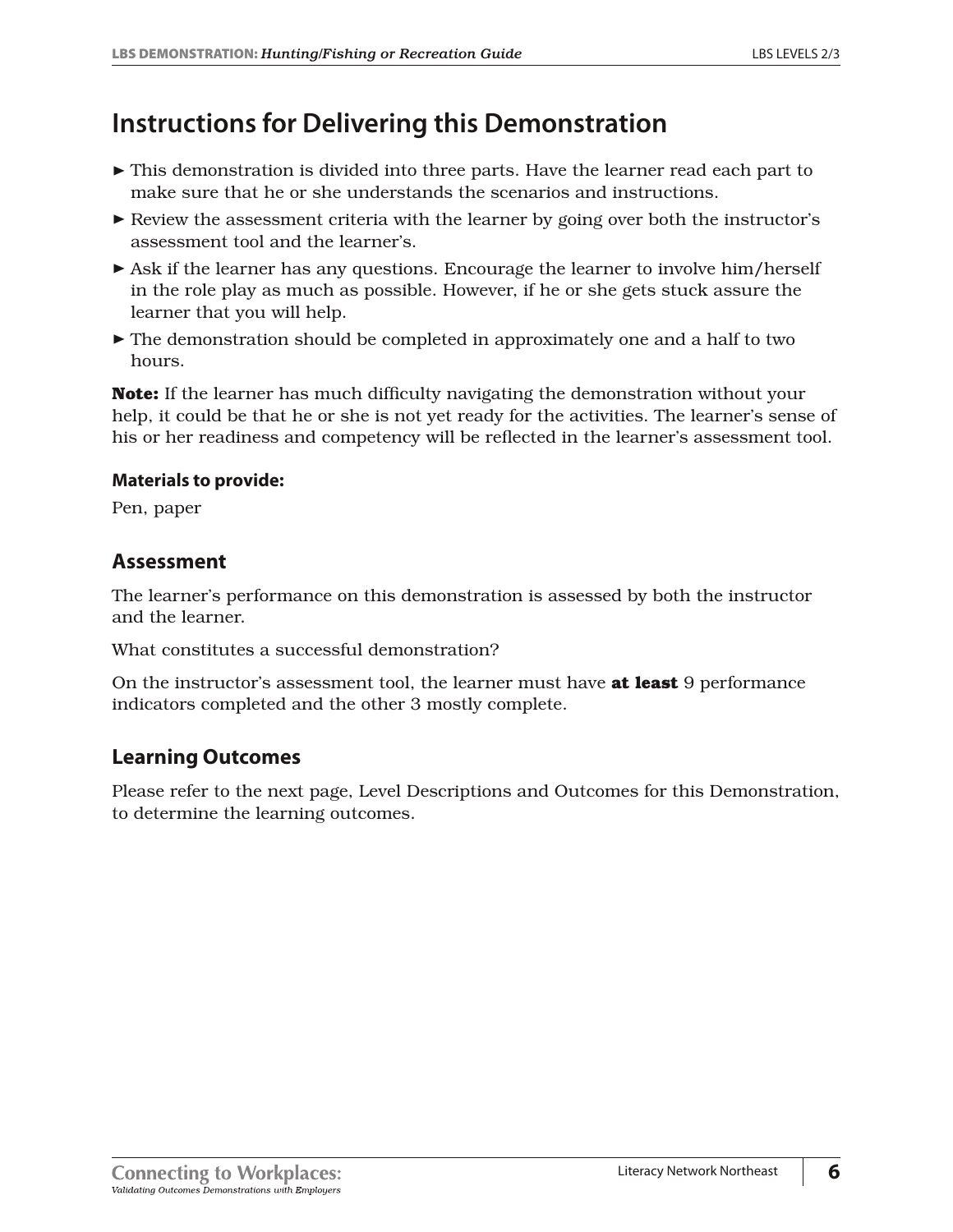# Instructions for Delivering this Demonstration

- This demonstration is divided into three parts. Have the learner read each part to make sure that he or she understands the scenarios and instructions.
- Review the assessment criteria with the learner by going over both the instructor's assessment tool and the learner's.
- Ask if the learner has any questions. Encourage the learner to involve him/herself in the role play as much as possible. However, if he or she gets stuck assure the learner that you will help.
- The demonstration should be completed in approximately one and a half to two hours.

**Note:** If the learner has much difficulty navigating the demonstration without your help, it could be that he or she is not yet ready for the activities. The learner's sense of his or her readiness and competency will be reflected in the learner's assessment tool.

**Materials to provide:**

Pen, paper

## Assessment

The learner's performance on this demonstration is assessed by both the instructor and the learner.

What constitutes a successful demonstration?

On the instructor's assessment tool, the learner must have **at least** 9 performance indicators completed and the other 3 mostly complete.

## Learning Outcomes

Please refer to the next page, Level Descriptions and Outcomes for this Demonstration, to determine the learning outcomes.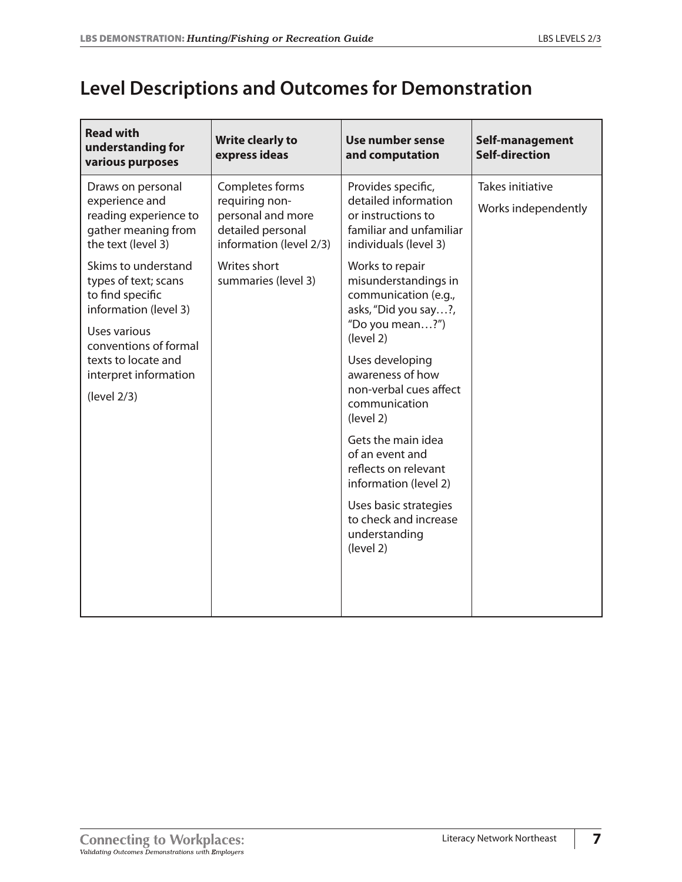## Level Descriptions and Outcomes for Demonstration

| Read with understanding for various purposes | Write clearly to express ideas | Use number sense and computation | Self-management Self-direction |
|---|---|---|---|
| Draws on personal experience and reading experience to gather meaning from the text (level 3)<br><br>Skims to understand types of text; scans to find specific information (level 3)<br><br>Uses various conventions of formal texts to locate and interpret information<br><br>(level 2/3) | Completes forms requiring non-personal and more detailed personal information (level 2/3)<br><br>Writes short summaries (level 3) | Provides specific, detailed information or instructions to familiar and unfamiliar individuals (level 3)<br><br>Works to repair misunderstandings in communication (e.g., asks, "Did you say…?, "Do you mean…?") (level 2)<br><br>Uses developing awareness of how non-verbal cues affect communication (level 2)<br><br>Gets the main idea of an event and reflects on relevant information (level 2)<br><br>Uses basic strategies to check and increase understanding (level 2) | Takes initiative<br><br>Works independently |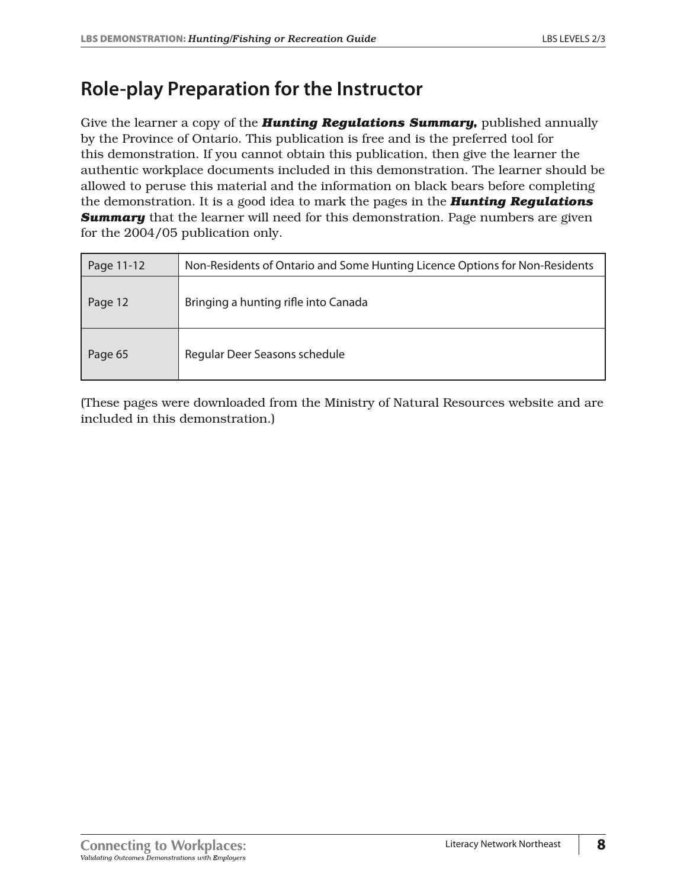## Role-play Preparation for the Instructor

Give the learner a copy of the ***Hunting Regulations Summary,*** published annually by the Province of Ontario. This publication is free and is the preferred tool for this demonstration. If you cannot obtain this publication, then give the learner the authentic workplace documents included in this demonstration. The learner should be allowed to peruse this material and the information on black bears before completing the demonstration. It is a good idea to mark the pages in the ***Hunting Regulations Summary*** that the learner will need for this demonstration. Page numbers are given for the 2004/05 publication only.

| | |
|---|---|
| Page 11-12 | Non-Residents of Ontario and Some Hunting Licence Options for Non-Residents |
| Page 12 | Bringing a hunting rifle into Canada |
| Page 65 | Regular Deer Seasons schedule |

(These pages were downloaded from the Ministry of Natural Resources website and are included in this demonstration.)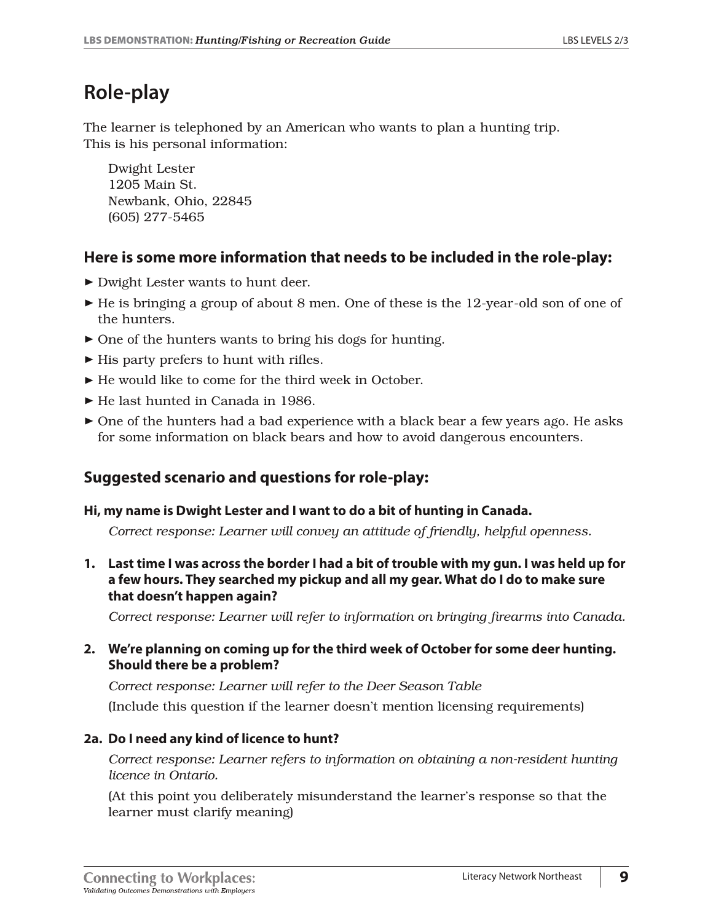# Role-play

The learner is telephoned by an American who wants to plan a hunting trip. This is his personal information:

Dwight Lester
1205 Main St.
Newbank, Ohio, 22845
(605) 277-5465

## Here is some more information that needs to be included in the role-play:

- Dwight Lester wants to hunt deer.
- He is bringing a group of about 8 men. One of these is the 12-year-old son of one of the hunters.
- One of the hunters wants to bring his dogs for hunting.
- His party prefers to hunt with rifles.
- He would like to come for the third week in October.
- He last hunted in Canada in 1986.
- One of the hunters had a bad experience with a black bear a few years ago. He asks for some information on black bears and how to avoid dangerous encounters.

## Suggested scenario and questions for role-play:

**Hi, my name is Dwight Lester and I want to do a bit of hunting in Canada.**

*Correct response: Learner will convey an attitude of friendly, helpful openness.*

**1. Last time I was across the border I had a bit of trouble with my gun. I was held up for a few hours. They searched my pickup and all my gear. What do I do to make sure that doesn't happen again?**

*Correct response: Learner will refer to information on bringing firearms into Canada.*

**2. We're planning on coming up for the third week of October for some deer hunting. Should there be a problem?**

*Correct response: Learner will refer to the Deer Season Table*

(Include this question if the learner doesn't mention licensing requirements)

**2a. Do I need any kind of licence to hunt?**

*Correct response: Learner refers to information on obtaining a non-resident hunting licence in Ontario.*

(At this point you deliberately misunderstand the learner's response so that the learner must clarify meaning)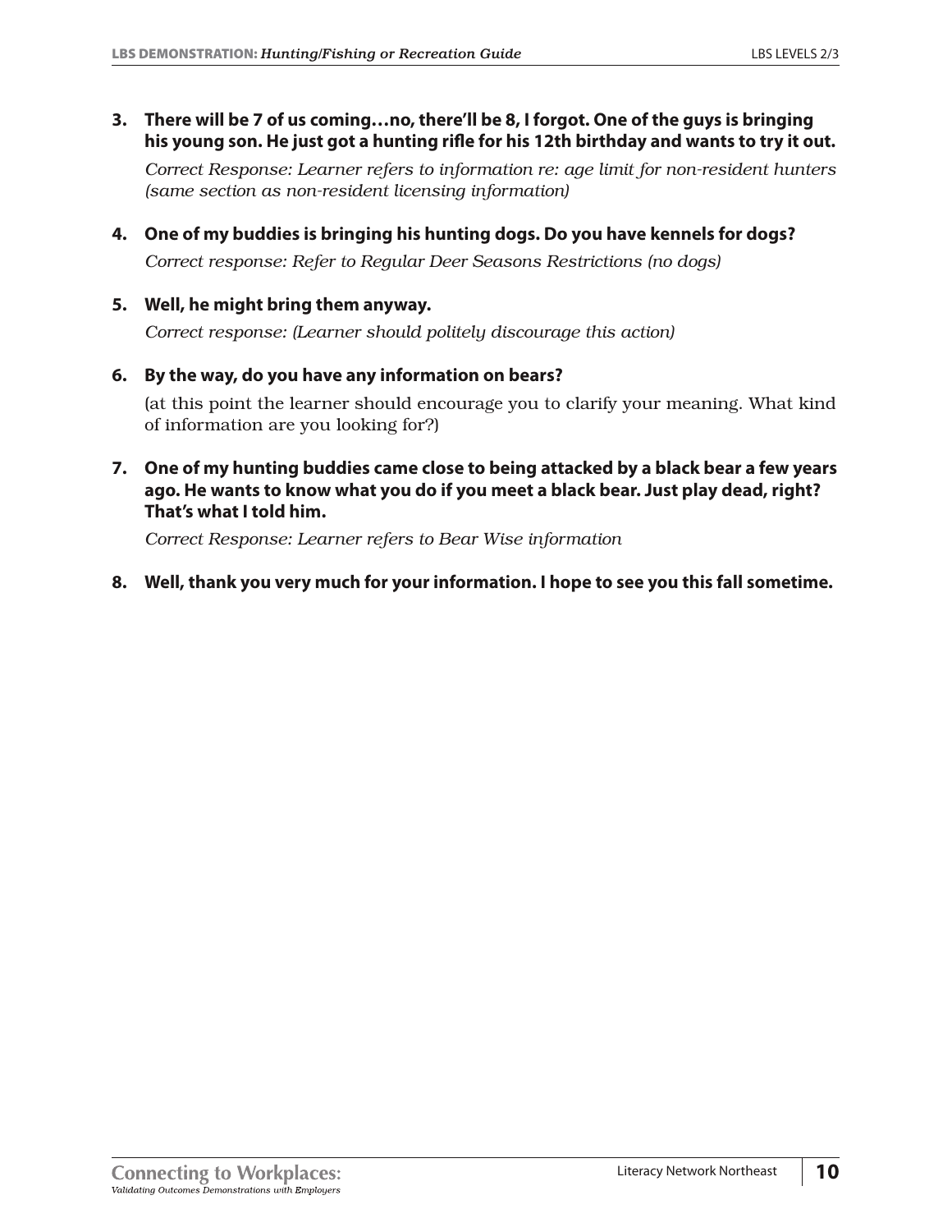3. **There will be 7 of us coming…no, there'll be 8, I forgot. One of the guys is bringing his young son. He just got a hunting rifle for his 12th birthday and wants to try it out.**

   *Correct Response: Learner refers to information re: age limit for non-resident hunters (same section as non-resident licensing information)*

4. **One of my buddies is bringing his hunting dogs. Do you have kennels for dogs?**

   *Correct response: Refer to Regular Deer Seasons Restrictions (no dogs)*

5. **Well, he might bring them anyway.**

   *Correct response: (Learner should politely discourage this action)*

6. **By the way, do you have any information on bears?**

   (at this point the learner should encourage you to clarify your meaning. What kind of information are you looking for?)

7. **One of my hunting buddies came close to being attacked by a black bear a few years ago. He wants to know what you do if you meet a black bear. Just play dead, right? That's what I told him.**

   *Correct Response: Learner refers to Bear Wise information*

8. **Well, thank you very much for your information. I hope to see you this fall sometime.**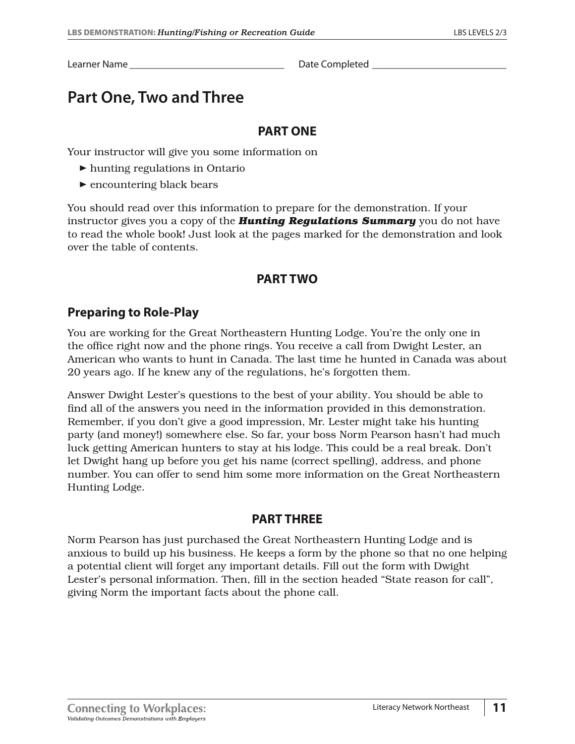Learner Name ______________________________ Date Completed __________________________

# Part One, Two and Three

## PART ONE

Your instructor will give you some information on

- hunting regulations in Ontario
- encountering black bears

You should read over this information to prepare for the demonstration. If your instructor gives you a copy of the ***Hunting Regulations Summary*** you do not have to read the whole book! Just look at the pages marked for the demonstration and look over the table of contents.

## PART TWO

### Preparing to Role-Play

You are working for the Great Northeastern Hunting Lodge. You're the only one in the office right now and the phone rings. You receive a call from Dwight Lester, an American who wants to hunt in Canada. The last time he hunted in Canada was about 20 years ago. If he knew any of the regulations, he's forgotten them.

Answer Dwight Lester's questions to the best of your ability. You should be able to find all of the answers you need in the information provided in this demonstration. Remember, if you don't give a good impression, Mr. Lester might take his hunting party (and money!) somewhere else. So far, your boss Norm Pearson hasn't had much luck getting American hunters to stay at his lodge. This could be a real break. Don't let Dwight hang up before you get his name (correct spelling), address, and phone number. You can offer to send him some more information on the Great Northeastern Hunting Lodge.

## PART THREE

Norm Pearson has just purchased the Great Northeastern Hunting Lodge and is anxious to build up his business. He keeps a form by the phone so that no one helping a potential client will forget any important details. Fill out the form with Dwight Lester's personal information. Then, fill in the section headed "State reason for call", giving Norm the important facts about the phone call.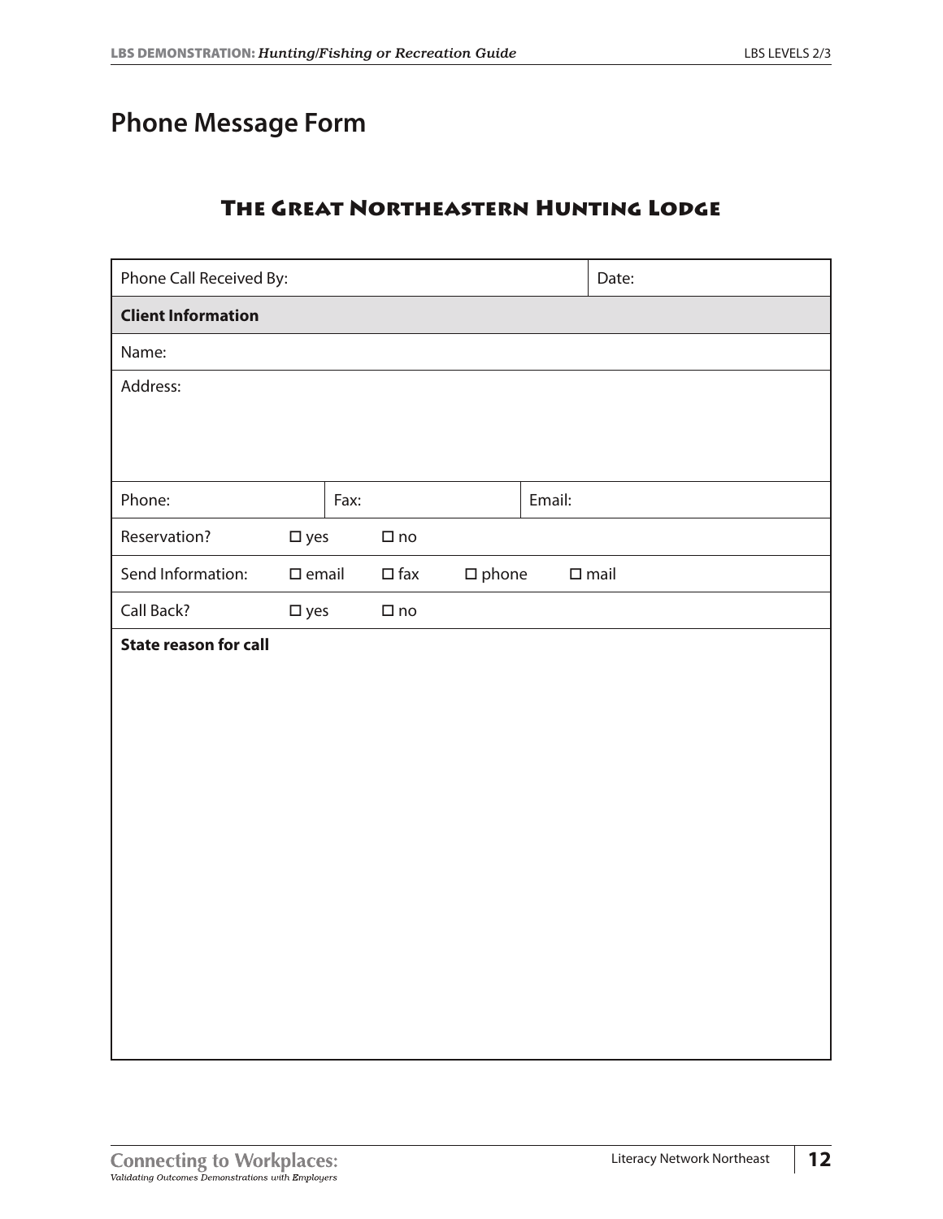# Phone Message Form

## The Great Northeastern Hunting Lodge

| Phone Call Received By: | | | | Date: |
|---|---|---|---|---|
| **Client Information** | | | | |
| Name: | | | | |
| Address: | | | | |
| Phone: | Fax: | | Email: | |
| Reservation? | ☐ yes | ☐ no | | |
| Send Information: | ☐ email | ☐ fax | ☐ phone | ☐ mail |
| Call Back? | ☐ yes | ☐ no | | |
| **State reason for call** | | | | |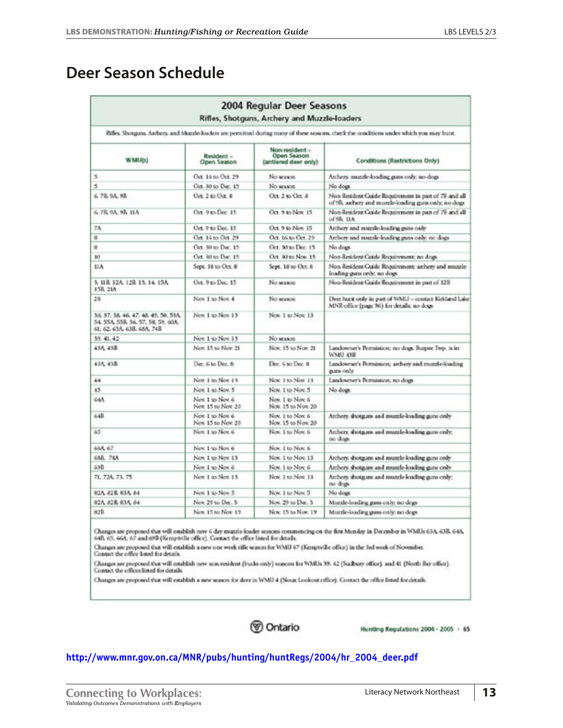# Deer Season Schedule

## 2004 Regular Deer Seasons

### Rifles, Shotguns, Archery and Muzzle-loaders

Rifles, Shotguns, Archery, and Muzzle-loaders are permitted during many of these seasons, check the conditions under which you may hunt.

| WMU(s) | Resident – Open Season | Non-resident – Open Season (antlered deer only) | Conditions (Restrictions Only) |
|---|---|---|---|
| 5 | Oct. 16 to Oct. 29 | No season | Archery, muzzle-loading guns only; no dogs |
| 5 | Oct. 30 to Dec. 15 | No season | No dogs |
| 6, 7B, 9A, 9B | Oct. 2 to Oct. 8 | Oct. 2 to Oct. 8 | Non Resident Guide Requirement in part of 7B and all of 9B, archery and muzzle-loading guns only; no dogs |
| 6, 7B, 9A, 9B, 11A | Oct. 9 to Dec. 15 | Oct. 9 to Nov. 15 | Non-Resident Guide Requirement in part of 7B and all of 9B, 11A |
| 7A | Oct. 9 to Dec. 15 | Oct. 9 to Nov. 15 | Archery and muzzle-loading guns only |
| 8 | Oct. 16 to Oct. 29 | Oct. 16 to Oct. 29 | Archery and muzzle-loading guns only; no dogs |
| 8 | Oct. 30 to Dec. 15 | Oct. 30 to Dec. 15 | No dogs |
| 10 | Oct. 30 to Dec. 15 | Oct. 30 to Nov. 15 | Non-Resident Guide Requirement; no dogs |
| 11A | Sept. 18 to Oct. 8 | Sept. 18 to Oct. 8 | Non Resident Guide Requirement; archery and muzzle-loading guns only; no dogs |
| 3, 11B, 12A, 12B, 13, 14, 15A, 15B, 21A | Oct. 9 to Dec. 15 | No season | Non-Resident Guide Requirement in part of 12B |
| 28 | Nov. 1 to Nov. 4 | No season | Deer hunt only in part of WMU – contact Kirkland Lake MNR office (page 96) for details; no dogs |
| 36, 37, 38, 46, 47, 48, 49, 50, 53A, 54, 55A, 55B, 56, 57, 58, 59, 60A, 61, 62, 63A, 63B, 68A, 74B | Nov. 1 to Nov. 13 | Nov. 1 to Nov. 13 | |
| 39, 41, 42 | Nov. 1 to Nov. 13 | No season | |
| 43A, 43B | Nov. 15 to Nov. 21 | Nov. 15 to Nov. 21 | Landowner's Permission; no dogs. Burpee Twp. is in WMU 43B |
| 43A, 43B | Dec. 6 to Dec. 8 | Dec. 6 to Dec. 8 | Landowner's Permission; archery and muzzle-loading guns only |
| 44 | Nov. 1 to Nov. 13 | Nov. 1 to Nov. 13 | Landowner's Permission; no dogs |
| 45 | Nov. 1 to Nov. 5 | Nov. 1 to Nov. 5 | No dogs |
| 64A | Nov. 1 to Nov. 6<br>Nov. 15 to Nov. 20 | Nov. 1 to Nov. 6<br>Nov. 15 to Nov. 20 | |
| 64B | Nov. 1 to Nov. 6<br>Nov. 15 to Nov. 20 | Nov. 1 to Nov. 6<br>Nov. 15 to Nov. 20 | Archery, shotguns and muzzle-loading guns only |
| 65 | Nov. 1 to Nov. 6 | Nov. 1 to Nov. 6 | Archery, shotguns and muzzle-loading guns only; no dogs |
| 66A, 67 | Nov. 1 to Nov. 6 | Nov. 1 to Nov. 6 | |
| 68B, 74A | Nov. 1 to Nov. 13 | Nov. 1 to Nov. 13 | Archery, shotguns and muzzle-loading guns only |
| 69B | Nov. 1 to Nov. 6 | Nov. 1 to Nov. 6 | Archery, shotguns and muzzle-loading guns only |
| 71, 72A, 73, 75 | Nov. 1 to Nov. 13 | Nov. 1 to Nov. 13 | Archery, shotguns and muzzle-loading guns only; no dogs |
| 82A, 82B, 83A, 84 | Nov. 1 to Nov. 5 | Nov. 1 to Nov. 5 | No dogs |
| 82A, 82B, 83A, 84 | Nov. 29 to Dec. 3 | Nov. 29 to Dec. 3 | Muzzle-loading guns only; no dogs |
| 82B | Nov. 15 to Nov. 19 | Nov. 15 to Nov. 19 | Muzzle-loading guns only; no dogs |

Changes are proposed that will establish new 6 day muzzle-loader seasons commencing on the first Monday in December in WMUs 63A, 63B, 64A, 64B, 65, 66A, 67 and 69B (Kemptville office). Contact the office listed for details.

Changes are proposed that will establish a new one week rifle season for WMU 67 (Kemptville office) in the 3rd week of November. Contact the office listed for details.

Changes are proposed that will establish new non-resident (bucks only) seasons for WMUs 39, 42 (Sudbury office), and 41 (North Bay office). Contact the offices listed for details.

Changes are proposed that will establish a new season for deer in WMU 4 (Sioux Lookout office). Contact the office listed for details.

Ontario — Hunting Regulations 2004 - 2005 · 65

http://www.mnr.gov.on.ca/MNR/pubs/hunting/huntRegs/2004/hr_2004_deer.pdf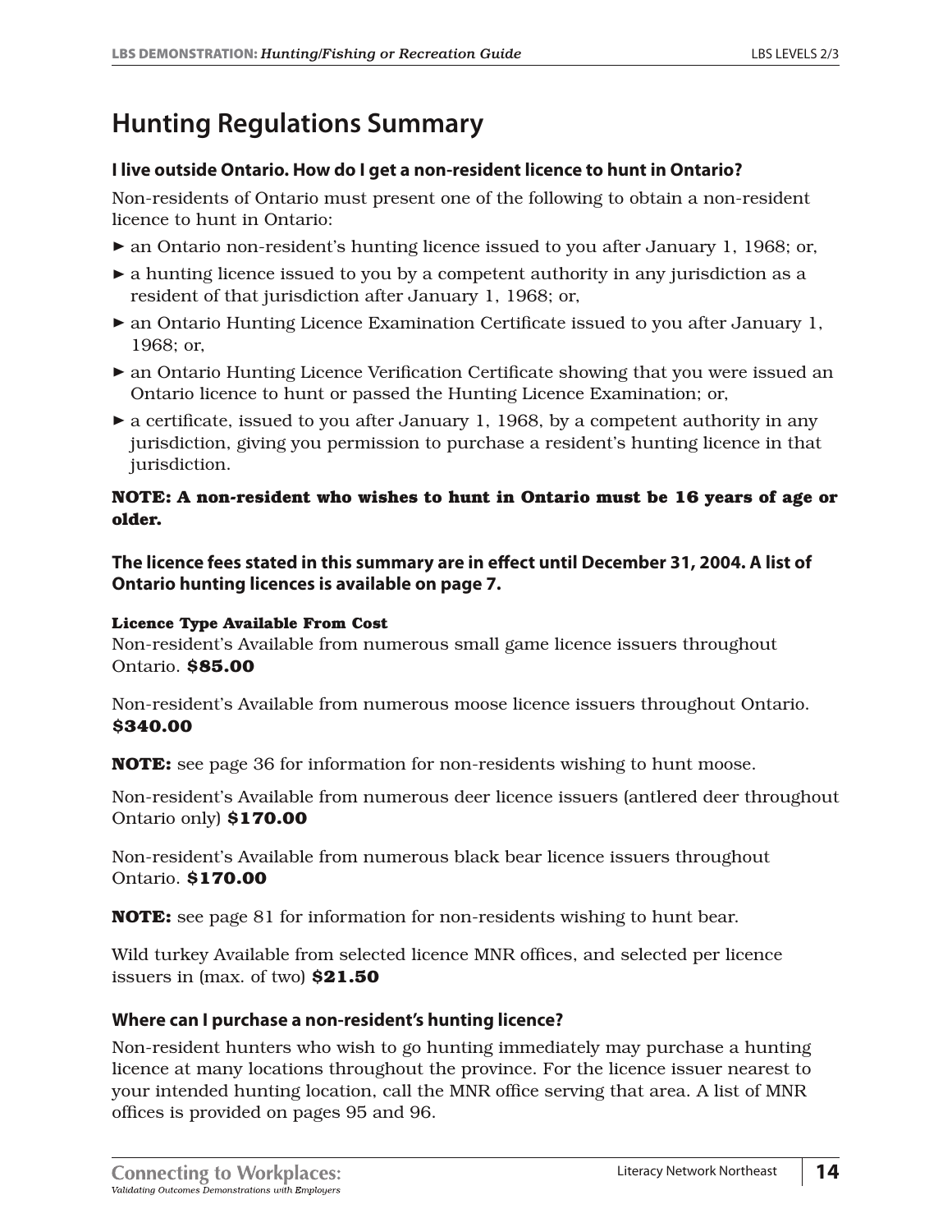# Hunting Regulations Summary

**I live outside Ontario. How do I get a non-resident licence to hunt in Ontario?**

Non-residents of Ontario must present one of the following to obtain a non-resident licence to hunt in Ontario:

- an Ontario non-resident's hunting licence issued to you after January 1, 1968; or,
- a hunting licence issued to you by a competent authority in any jurisdiction as a resident of that jurisdiction after January 1, 1968; or,
- an Ontario Hunting Licence Examination Certificate issued to you after January 1, 1968; or,
- an Ontario Hunting Licence Verification Certificate showing that you were issued an Ontario licence to hunt or passed the Hunting Licence Examination; or,
- a certificate, issued to you after January 1, 1968, by a competent authority in any jurisdiction, giving you permission to purchase a resident's hunting licence in that jurisdiction.

**NOTE: A non-resident who wishes to hunt in Ontario must be 16 years of age or older.**

**The licence fees stated in this summary are in effect until December 31, 2004. A list of Ontario hunting licences is available on page 7.**

**Licence Type Available From Cost**

Non-resident's Available from numerous small game licence issuers throughout Ontario. **$85.00**

Non-resident's Available from numerous moose licence issuers throughout Ontario. **$340.00**

**NOTE:** see page 36 for information for non-residents wishing to hunt moose.

Non-resident's Available from numerous deer licence issuers (antlered deer throughout Ontario only) **$170.00**

Non-resident's Available from numerous black bear licence issuers throughout Ontario. **$170.00**

**NOTE:** see page 81 for information for non-residents wishing to hunt bear.

Wild turkey Available from selected licence MNR offices, and selected per licence issuers in (max. of two) **$21.50**

**Where can I purchase a non-resident's hunting licence?**

Non-resident hunters who wish to go hunting immediately may purchase a hunting licence at many locations throughout the province. For the licence issuer nearest to your intended hunting location, call the MNR office serving that area. A list of MNR offices is provided on pages 95 and 96.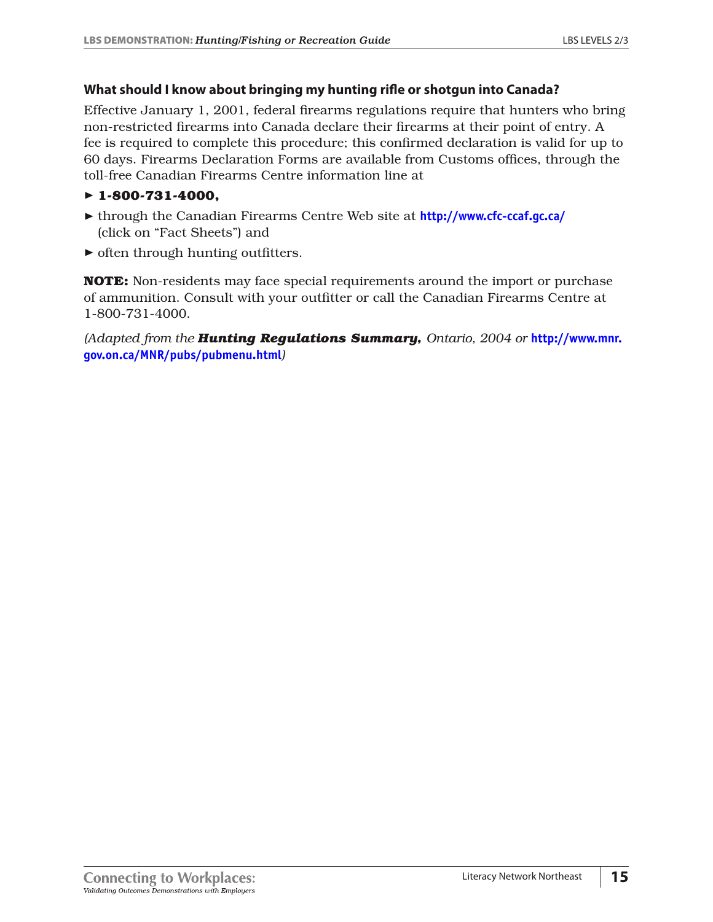### What should I know about bringing my hunting rifle or shotgun into Canada?

Effective January 1, 2001, federal firearms regulations require that hunters who bring non-restricted firearms into Canada declare their firearms at their point of entry. A fee is required to complete this procedure; this confirmed declaration is valid for up to 60 days. Firearms Declaration Forms are available from Customs offices, through the toll-free Canadian Firearms Centre information line at

- **1-800-731-4000,**
- through the Canadian Firearms Centre Web site at http://www.cfc-ccaf.gc.ca/ (click on "Fact Sheets") and
- often through hunting outfitters.

**NOTE:** Non-residents may face special requirements around the import or purchase of ammunition. Consult with your outfitter or call the Canadian Firearms Centre at 1-800-731-4000.

*(Adapted from the **Hunting Regulations Summary,** Ontario, 2004 or* http://www.mnr.gov.on.ca/MNR/pubs/pubmenu.html*)*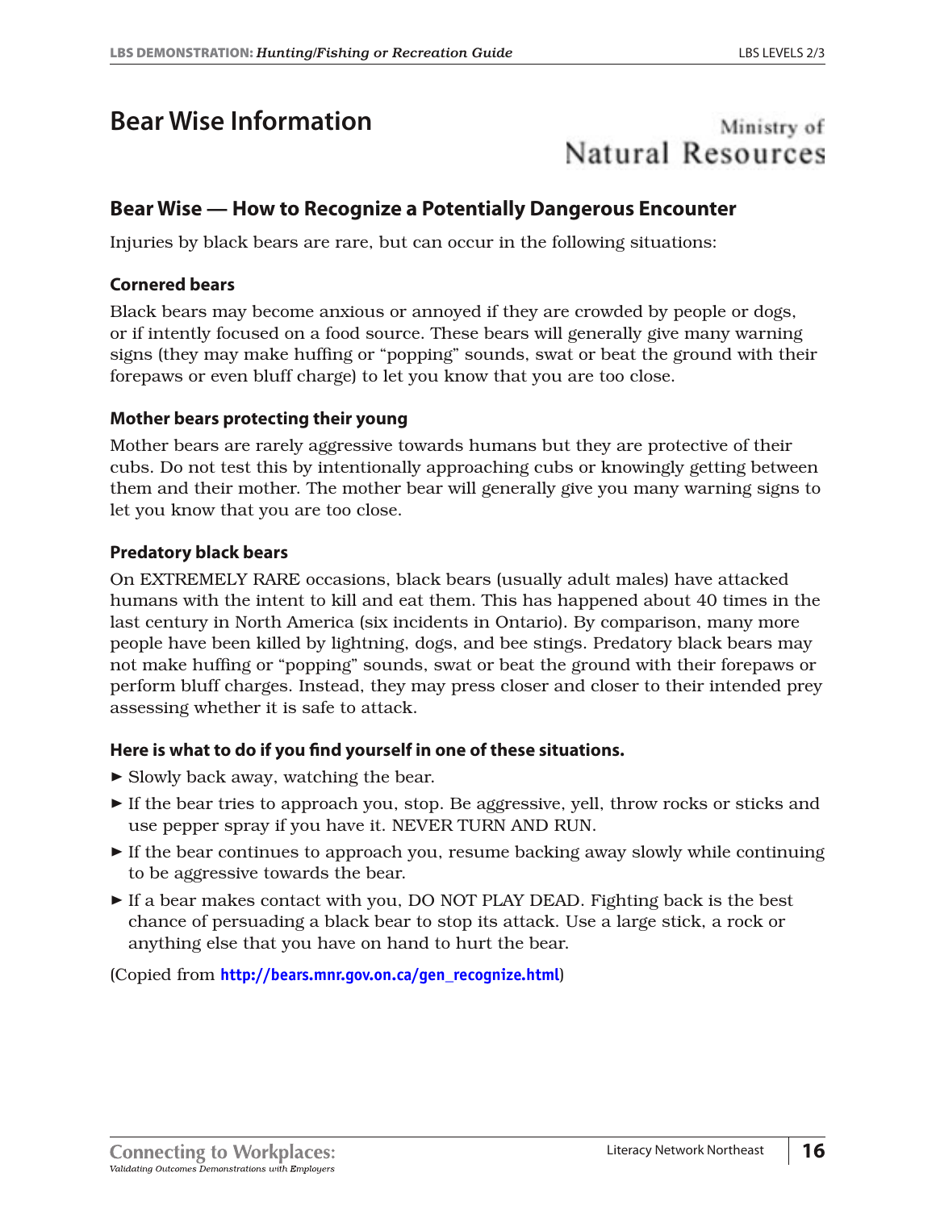# Bear Wise Information

Ministry of Natural Resources

## Bear Wise — How to Recognize a Potentially Dangerous Encounter

Injuries by black bears are rare, but can occur in the following situations:

### Cornered bears

Black bears may become anxious or annoyed if they are crowded by people or dogs, or if intently focused on a food source. These bears will generally give many warning signs (they may make huffing or "popping" sounds, swat or beat the ground with their forepaws or even bluff charge) to let you know that you are too close.

### Mother bears protecting their young

Mother bears are rarely aggressive towards humans but they are protective of their cubs. Do not test this by intentionally approaching cubs or knowingly getting between them and their mother. The mother bear will generally give you many warning signs to let you know that you are too close.

### Predatory black bears

On EXTREMELY RARE occasions, black bears (usually adult males) have attacked humans with the intent to kill and eat them. This has happened about 40 times in the last century in North America (six incidents in Ontario). By comparison, many more people have been killed by lightning, dogs, and bee stings. Predatory black bears may not make huffing or "popping" sounds, swat or beat the ground with their forepaws or perform bluff charges. Instead, they may press closer and closer to their intended prey assessing whether it is safe to attack.

### Here is what to do if you find yourself in one of these situations.

- Slowly back away, watching the bear.
- If the bear tries to approach you, stop. Be aggressive, yell, throw rocks or sticks and use pepper spray if you have it. NEVER TURN AND RUN.
- If the bear continues to approach you, resume backing away slowly while continuing to be aggressive towards the bear.
- If a bear makes contact with you, DO NOT PLAY DEAD. Fighting back is the best chance of persuading a black bear to stop its attack. Use a large stick, a rock or anything else that you have on hand to hurt the bear.

(Copied from **http://bears.mnr.gov.on.ca/gen_recognize.html**)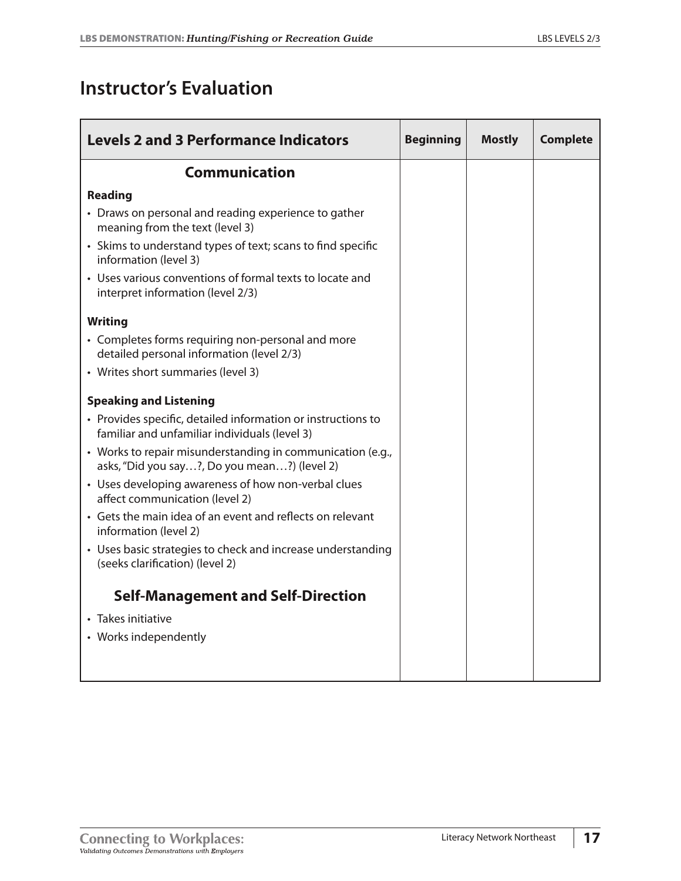# Instructor's Evaluation

| Levels 2 and 3 Performance Indicators | Beginning | Mostly | Complete |
|---|---|---|---|
| **Communication** | | | |
| **Reading** | | | |
| • Draws on personal and reading experience to gather meaning from the text (level 3) | | | |
| • Skims to understand types of text; scans to find specific information (level 3) | | | |
| • Uses various conventions of formal texts to locate and interpret information (level 2/3) | | | |
| **Writing** | | | |
| • Completes forms requiring non-personal and more detailed personal information (level 2/3) | | | |
| • Writes short summaries (level 3) | | | |
| **Speaking and Listening** | | | |
| • Provides specific, detailed information or instructions to familiar and unfamiliar individuals (level 3) | | | |
| • Works to repair misunderstanding in communication (e.g., asks, "Did you say…?, Do you mean…?) (level 2) | | | |
| • Uses developing awareness of how non-verbal clues affect communication (level 2) | | | |
| • Gets the main idea of an event and reflects on relevant information (level 2) | | | |
| • Uses basic strategies to check and increase understanding (seeks clarification) (level 2) | | | |
| **Self-Management and Self-Direction** | | | |
| • Takes initiative | | | |
| • Works independently | | | |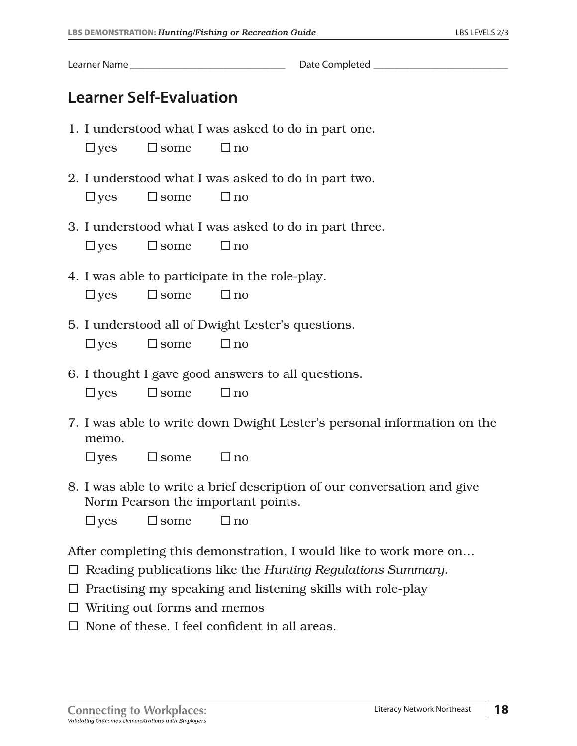Learner Name ______________________________ Date Completed __________________________

## Learner Self-Evaluation

1. I understood what I was asked to do in part one.

   ☐ yes ☐ some ☐ no

2. I understood what I was asked to do in part two.

   ☐ yes ☐ some ☐ no

3. I understood what I was asked to do in part three.

   ☐ yes ☐ some ☐ no

4. I was able to participate in the role-play.

   ☐ yes ☐ some ☐ no

5. I understood all of Dwight Lester's questions.

   ☐ yes ☐ some ☐ no

6. I thought I gave good answers to all questions.

   ☐ yes ☐ some ☐ no

7. I was able to write down Dwight Lester's personal information on the memo.

   ☐ yes ☐ some ☐ no

8. I was able to write a brief description of our conversation and give Norm Pearson the important points.

   ☐ yes ☐ some ☐ no

After completing this demonstration, I would like to work more on…

☐ Reading publications like the *Hunting Regulations Summary.*
☐ Practising my speaking and listening skills with role-play
☐ Writing out forms and memos
☐ None of these. I feel confident in all areas.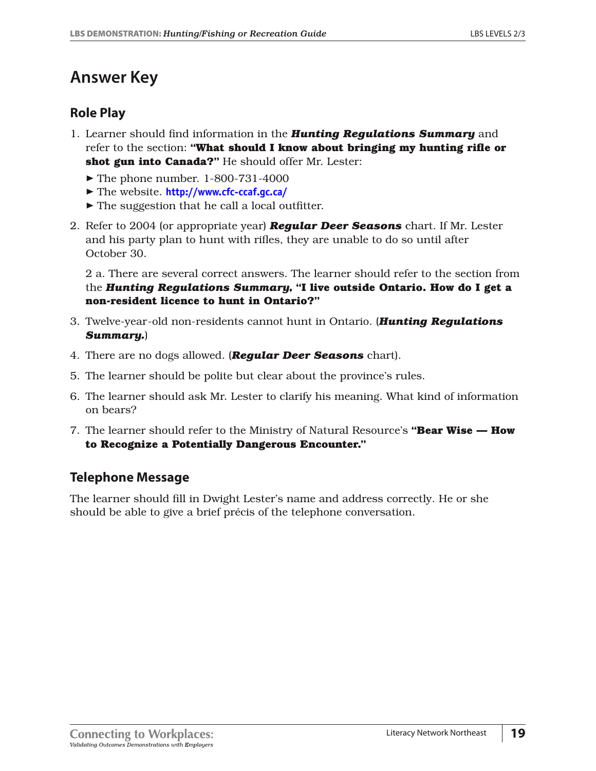# Answer Key

## Role Play

1. Learner should find information in the ***Hunting Regulations Summary*** and refer to the section: **"What should I know about bringing my hunting rifle or shot gun into Canada?"** He should offer Mr. Lester:
   - The phone number. 1-800-731-4000
   - The website. http://www.cfc-ccaf.gc.ca/
   - The suggestion that he call a local outfitter.

2. Refer to 2004 (or appropriate year) ***Regular Deer Seasons*** chart. If Mr. Lester and his party plan to hunt with rifles, they are unable to do so until after October 30.

   2 a. There are several correct answers. The learner should refer to the section from the ***Hunting Regulations Summary***, **"I live outside Ontario. How do I get a non-resident licence to hunt in Ontario?"**

3. Twelve-year-old non-residents cannot hunt in Ontario. (***Hunting Regulations Summary.***)

4. There are no dogs allowed. (***Regular Deer Seasons*** chart).

5. The learner should be polite but clear about the province's rules.

6. The learner should ask Mr. Lester to clarify his meaning. What kind of information on bears?

7. The learner should refer to the Ministry of Natural Resource's **"Bear Wise — How to Recognize a Potentially Dangerous Encounter."**

## Telephone Message

The learner should fill in Dwight Lester's name and address correctly. He or she should be able to give a brief précis of the telephone conversation.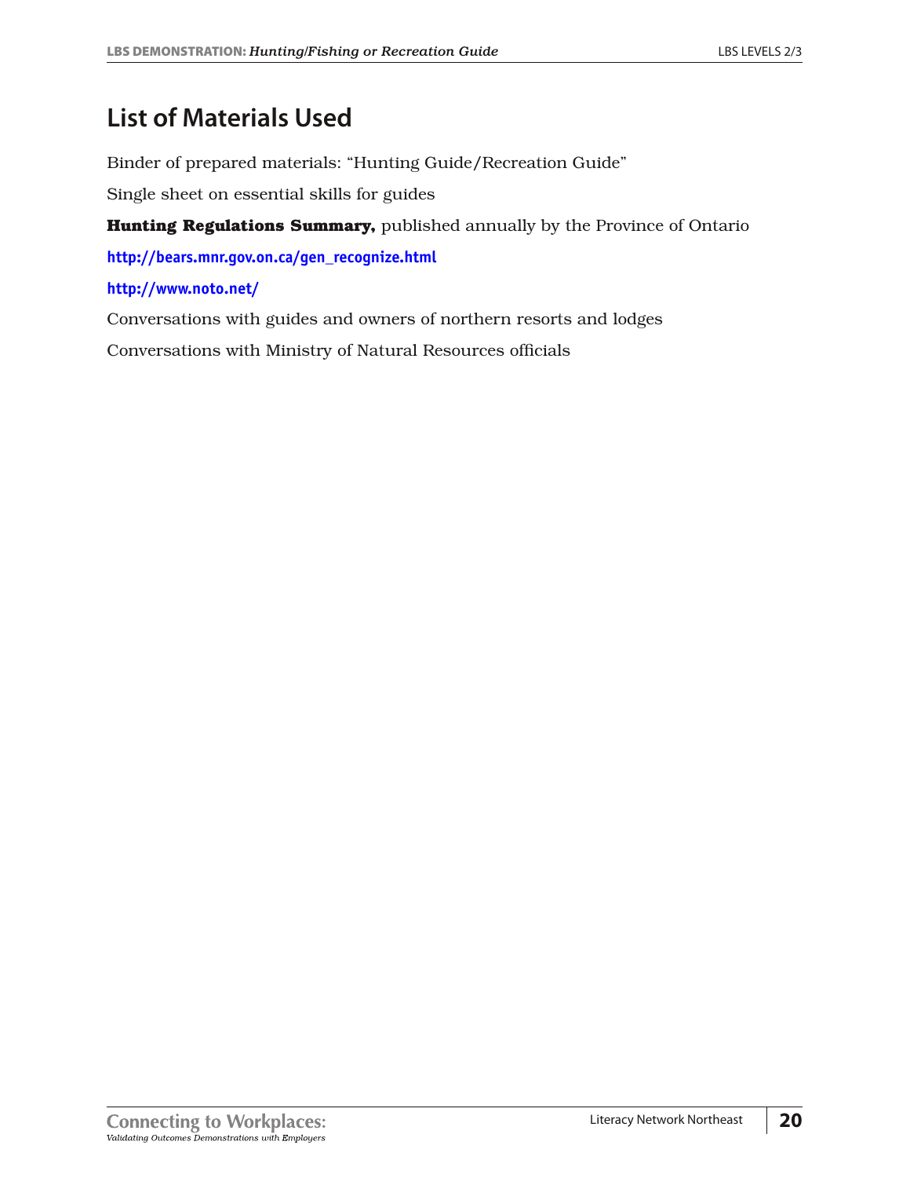## List of Materials Used

Binder of prepared materials: "Hunting Guide/Recreation Guide"

Single sheet on essential skills for guides

**Hunting Regulations Summary,** published annually by the Province of Ontario

**http://bears.mnr.gov.on.ca/gen_recognize.html**

**http://www.noto.net/**

Conversations with guides and owners of northern resorts and lodges

Conversations with Ministry of Natural Resources officials